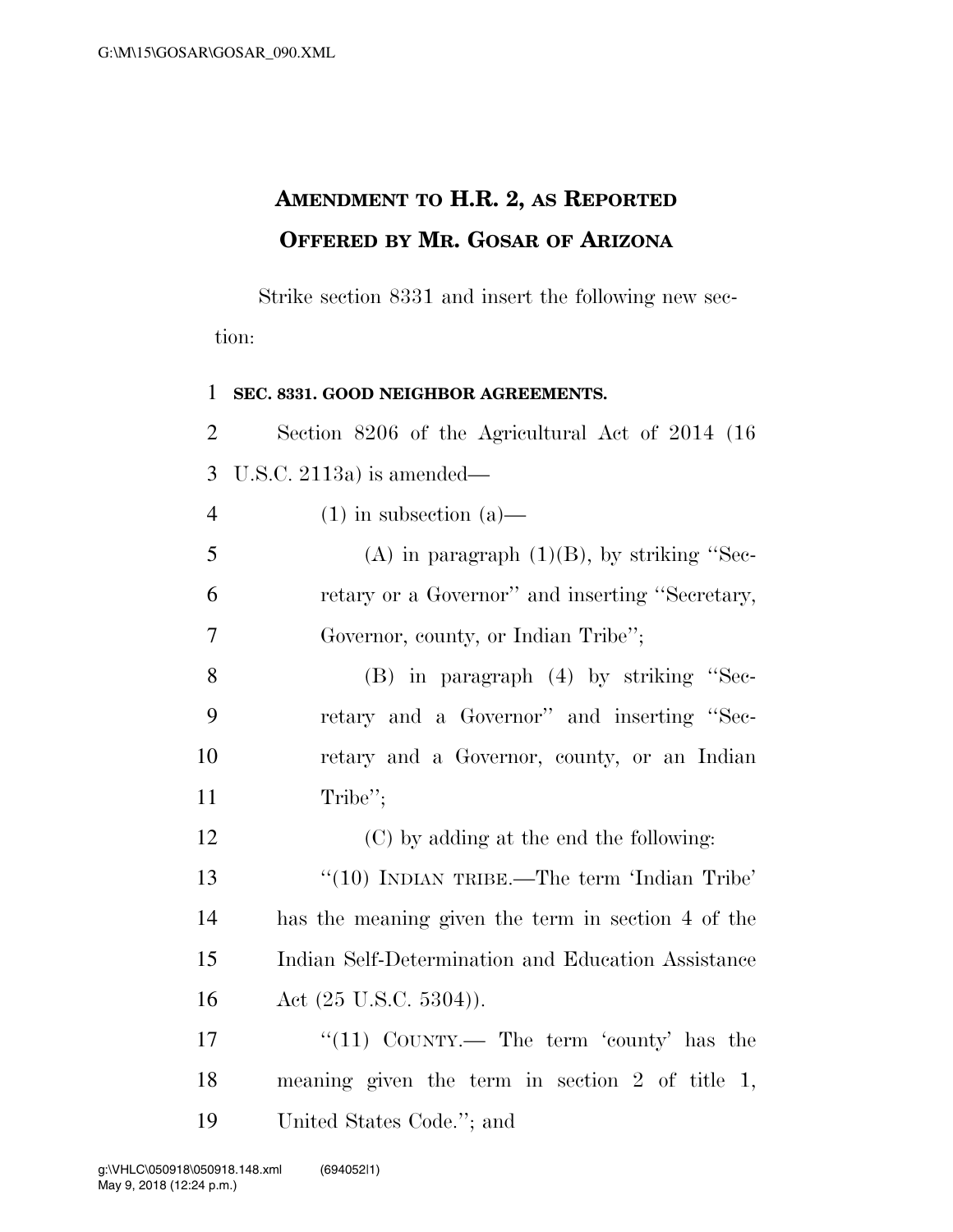# Amendment to H.R. 2, as Reported Offered by Mr. Gosar of Arizona

Strike section 8331 and insert the following new section:

**SEC. 8331. GOOD NEIGHBOR AGREEMENTS.**

Section 8206 of the Agricultural Act of 2014 (16 U.S.C. 2113a) is amended—

(1) in subsection (a)—

(A) in paragraph (1)(B), by striking "Secretary or a Governor" and inserting "Secretary, Governor, county, or Indian Tribe";

(B) in paragraph (4) by striking "Secretary and a Governor" and inserting "Secretary and a Governor, county, or an Indian Tribe";

(C) by adding at the end the following:

"(10) Indian tribe.—The term 'Indian Tribe' has the meaning given the term in section 4 of the Indian Self-Determination and Education Assistance Act (25 U.S.C. 5304)).

"(11) County.— The term 'county' has the meaning given the term in section 2 of title 1, United States Code."; and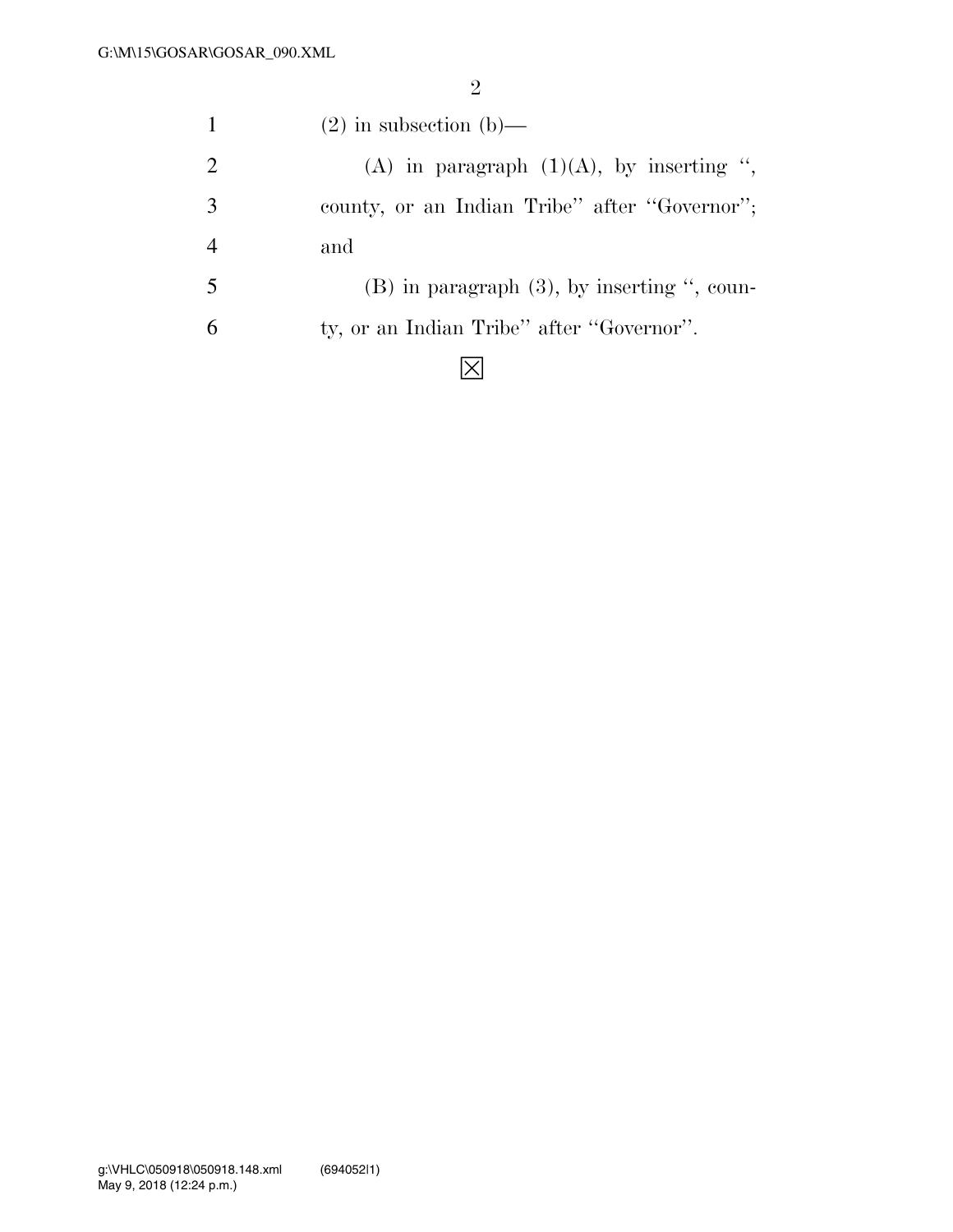(2) in subsection (b)—

(A) in paragraph (1)(A), by inserting ", county, or an Indian Tribe" after "Governor"; and

(B) in paragraph (3), by inserting ", county, or an Indian Tribe" after "Governor".